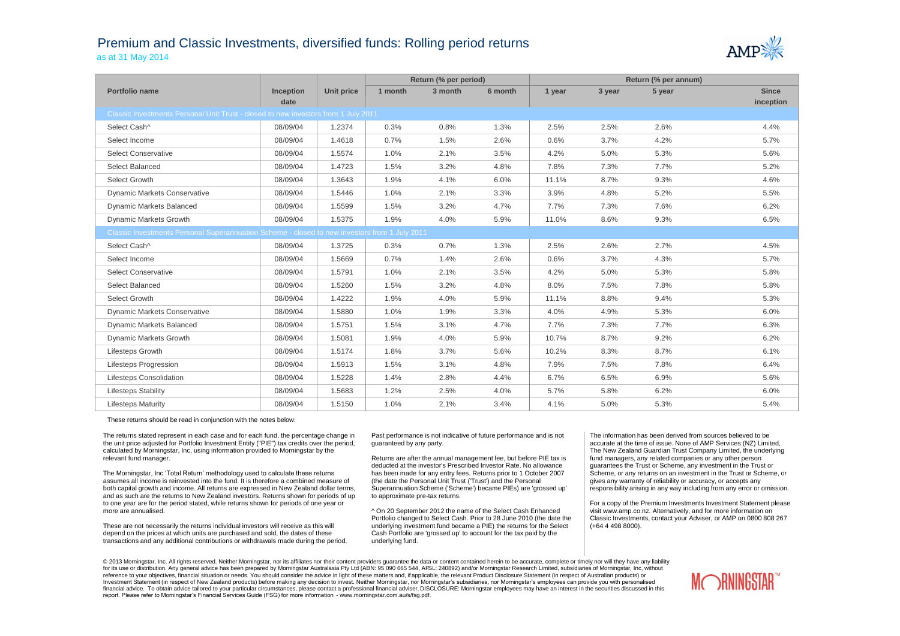# Premium and Classic Investments, diversified funds: Rolling period returns

as at 31 May 2014

| Portfolio name | Inception date | Unit price | Return (% per period) | | | Return (% per annum) | | | |
|---|---|---|---|---|---|---|---|---|---|
| | | | 1 month | 3 month | 6 month | 1 year | 3 year | 5 year | Since inception |
| **Classic Investments Personal Unit Trust - closed to new investors from 1 July 2011** | | | | | | | | | |
| Select Cash^ | 08/09/04 | 1.2374 | 0.3% | 0.8% | 1.3% | 2.5% | 2.5% | 2.6% | 4.4% |
| Select Income | 08/09/04 | 1.4618 | 0.7% | 1.5% | 2.6% | 0.6% | 3.7% | 4.2% | 5.7% |
| Select Conservative | 08/09/04 | 1.5574 | 1.0% | 2.1% | 3.5% | 4.2% | 5.0% | 5.3% | 5.6% |
| Select Balanced | 08/09/04 | 1.4723 | 1.5% | 3.2% | 4.8% | 7.8% | 7.3% | 7.7% | 5.2% |
| Select Growth | 08/09/04 | 1.3643 | 1.9% | 4.1% | 6.0% | 11.1% | 8.7% | 9.3% | 4.6% |
| Dynamic Markets Conservative | 08/09/04 | 1.5446 | 1.0% | 2.1% | 3.3% | 3.9% | 4.8% | 5.2% | 5.5% |
| Dynamic Markets Balanced | 08/09/04 | 1.5599 | 1.5% | 3.2% | 4.7% | 7.7% | 7.3% | 7.6% | 6.2% |
| Dynamic Markets Growth | 08/09/04 | 1.5375 | 1.9% | 4.0% | 5.9% | 11.0% | 8.6% | 9.3% | 6.5% |
| **Classic Investments Personal Superannuation Scheme - closed to new investors from 1 July 2011** | | | | | | | | | |
| Select Cash^ | 08/09/04 | 1.3725 | 0.3% | 0.7% | 1.3% | 2.5% | 2.6% | 2.7% | 4.5% |
| Select Income | 08/09/04 | 1.5669 | 0.7% | 1.4% | 2.6% | 0.6% | 3.7% | 4.3% | 5.7% |
| Select Conservative | 08/09/04 | 1.5791 | 1.0% | 2.1% | 3.5% | 4.2% | 5.0% | 5.3% | 5.8% |
| Select Balanced | 08/09/04 | 1.5260 | 1.5% | 3.2% | 4.8% | 8.0% | 7.5% | 7.8% | 5.8% |
| Select Growth | 08/09/04 | 1.4222 | 1.9% | 4.0% | 5.9% | 11.1% | 8.8% | 9.4% | 5.3% |
| Dynamic Markets Conservative | 08/09/04 | 1.5880 | 1.0% | 1.9% | 3.3% | 4.0% | 4.9% | 5.3% | 6.0% |
| Dynamic Markets Balanced | 08/09/04 | 1.5751 | 1.5% | 3.1% | 4.7% | 7.7% | 7.3% | 7.7% | 6.3% |
| Dynamic Markets Growth | 08/09/04 | 1.5081 | 1.9% | 4.0% | 5.9% | 10.7% | 8.7% | 9.2% | 6.2% |
| Lifesteps Growth | 08/09/04 | 1.5174 | 1.8% | 3.7% | 5.6% | 10.2% | 8.3% | 8.7% | 6.1% |
| Lifesteps Progression | 08/09/04 | 1.5913 | 1.5% | 3.1% | 4.8% | 7.9% | 7.5% | 7.8% | 6.4% |
| Lifesteps Consolidation | 08/09/04 | 1.5228 | 1.4% | 2.8% | 4.4% | 6.7% | 6.5% | 6.9% | 5.6% |
| Lifesteps Stability | 08/09/04 | 1.5683 | 1.2% | 2.5% | 4.0% | 5.7% | 5.8% | 6.2% | 6.0% |
| Lifesteps Maturity | 08/09/04 | 1.5150 | 1.0% | 2.1% | 3.4% | 4.1% | 5.0% | 5.3% | 5.4% |

These returns should be read in conjunction with the notes below:

The returns stated represent in each case and for each fund, the percentage change in the unit price adjusted for Portfolio Investment Entity ("PIE") tax credits over the period, calculated by Morningstar, Inc, using information provided to Morningstar by the relevant fund manager.

The Morningstar, Inc 'Total Return' methodology used to calculate these returns assumes all income is reinvested into the fund. It is therefore a combined measure of both capital growth and income. All returns are expressed in New Zealand dollar terms, and as such are the returns to New Zealand investors. Returns shown for periods of up to one year are for the period stated, while returns shown for periods of one year or more are annualised.

These are not necessarily the returns individual investors will receive as this will depend on the prices at which units are purchased and sold, the dates of these transactions and any additional contributions or withdrawals made during the period.

Past performance is not indicative of future performance and is not guaranteed by any party.

Returns are after the annual management fee, but before PIE tax is deducted at the investor's Prescribed Investor Rate. No allowance has been made for any entry fees. Returns prior to 1 October 2007 (the date the Personal Unit Trust ('Trust') and the Personal Superannuation Scheme ('Scheme') became PIEs) are 'grossed up' to approximate pre-tax returns.

^ On 20 September 2012 the name of the Select Cash Enhanced Portfolio changed to Select Cash. Prior to 28 June 2010 (the date the underlying investment fund became a PIE) the returns for the Select Cash Portfolio are 'grossed up' to account for the tax paid by the underlying fund.

The information has been derived from sources believed to be accurate at the time of issue. None of AMP Services (NZ) Limited, The New Zealand Guardian Trust Company Limited, the underlying fund managers, any related companies or any other person guarantees the Trust or Scheme, any investment in the Trust or Scheme, or any returns on an investment in the Trust or Scheme, or gives any warranty of reliability or accuracy, or accepts any responsibility arising in any way including from any error or omission.

For a copy of the Premium Investments Investment Statement please visit www.amp.co.nz. Alternatively, and for more information on Classic Investments, contact your Adviser, or AMP on 0800 808 267 (+64 4 498 8000).

© 2013 Morningstar, Inc. All rights reserved. Neither Morningstar, nor its affiliates nor their content providers guarantee the data or content contained herein to be accurate, complete or timely nor will they have any liability for its use or distribution. Any general advice has been prepared by Morningstar Australasia Pty Ltd (ABN: 95 090 665 544, AFSL: 240892) and/or Morningstar Research Limited, subsidiaries of Morningstar, Inc, without reference to your objectives, financial situation or needs. You should consider the advice in light of these matters and, if applicable, the relevant Product Disclosure Statement (in respect of Australian products) or Investment Statement (in respect of New Zealand products) before making any decision to invest. Neither Morningstar, nor Morningstar's subsidiaries, nor Morningstar's employees can provide you with personalised financial advice. To obtain advice tailored to your particular circumstances, please contact a professional financial adviser. DISCLOSURE: Morningstar employees may have an interest in the securities discussed in this report. Please refer to Morningstar's Financial Services Guide (FSG) for more information - www.morningstar.com.au/s/fsg.pdf.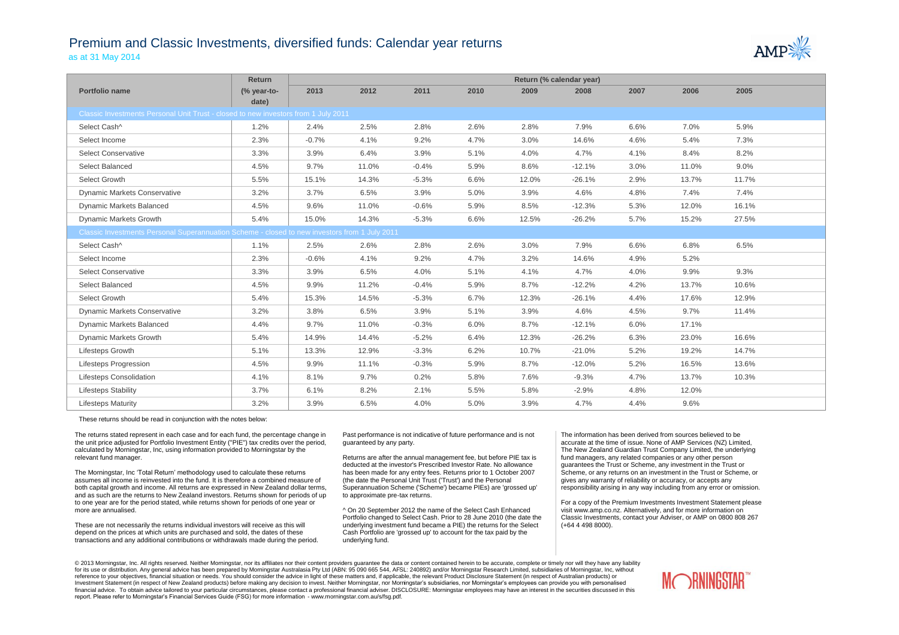# Premium and Classic Investments, diversified funds: Calendar year returns

as at 31 May 2014

| Portfolio name | Return (% year-to-date) | Return (% calendar year) | | | | | | | | |
|---|---|---|---|---|---|---|---|---|---|---|
| | | 2013 | 2012 | 2011 | 2010 | 2009 | 2008 | 2007 | 2006 | 2005 |
| **Classic Investments Personal Unit Trust - closed to new investors from 1 July 2011** | | | | | | | | | | |
| Select Cash^ | 1.2% | 2.4% | 2.5% | 2.8% | 2.6% | 2.8% | 7.9% | 6.6% | 7.0% | 5.9% |
| Select Income | 2.3% | -0.7% | 4.1% | 9.2% | 4.7% | 3.0% | 14.6% | 4.6% | 5.4% | 7.3% |
| Select Conservative | 3.3% | 3.9% | 6.4% | 3.9% | 5.1% | 4.0% | 4.7% | 4.1% | 8.4% | 8.2% |
| Select Balanced | 4.5% | 9.7% | 11.0% | -0.4% | 5.9% | 8.6% | -12.1% | 3.0% | 11.0% | 9.0% |
| Select Growth | 5.5% | 15.1% | 14.3% | -5.3% | 6.6% | 12.0% | -26.1% | 2.9% | 13.7% | 11.7% |
| Dynamic Markets Conservative | 3.2% | 3.7% | 6.5% | 3.9% | 5.0% | 3.9% | 4.6% | 4.8% | 7.4% | 7.4% |
| Dynamic Markets Balanced | 4.5% | 9.6% | 11.0% | -0.6% | 5.9% | 8.5% | -12.3% | 5.3% | 12.0% | 16.1% |
| Dynamic Markets Growth | 5.4% | 15.0% | 14.3% | -5.3% | 6.6% | 12.5% | -26.2% | 5.7% | 15.2% | 27.5% |
| **Classic Investments Personal Superannuation Scheme - closed to new investors from 1 July 2011** | | | | | | | | | | |
| Select Cash^ | 1.1% | 2.5% | 2.6% | 2.8% | 2.6% | 3.0% | 7.9% | 6.6% | 6.8% | 6.5% |
| Select Income | 2.3% | -0.6% | 4.1% | 9.2% | 4.7% | 3.2% | 14.6% | 4.9% | 5.2% | |
| Select Conservative | 3.3% | 3.9% | 6.5% | 4.0% | 5.1% | 4.1% | 4.7% | 4.0% | 9.9% | 9.3% |
| Select Balanced | 4.5% | 9.9% | 11.2% | -0.4% | 5.9% | 8.7% | -12.2% | 4.2% | 13.7% | 10.6% |
| Select Growth | 5.4% | 15.3% | 14.5% | -5.3% | 6.7% | 12.3% | -26.1% | 4.4% | 17.6% | 12.9% |
| Dynamic Markets Conservative | 3.2% | 3.8% | 6.5% | 3.9% | 5.1% | 3.9% | 4.6% | 4.5% | 9.7% | 11.4% |
| Dynamic Markets Balanced | 4.4% | 9.7% | 11.0% | -0.3% | 6.0% | 8.7% | -12.1% | 6.0% | 17.1% | |
| Dynamic Markets Growth | 5.4% | 14.9% | 14.4% | -5.2% | 6.4% | 12.3% | -26.2% | 6.3% | 23.0% | 16.6% |
| Lifesteps Growth | 5.1% | 13.3% | 12.9% | -3.3% | 6.2% | 10.7% | -21.0% | 5.2% | 19.2% | 14.7% |
| Lifesteps Progression | 4.5% | 9.9% | 11.1% | -0.3% | 5.9% | 8.7% | -12.0% | 5.2% | 16.5% | 13.6% |
| Lifesteps Consolidation | 4.1% | 8.1% | 9.7% | 0.2% | 5.8% | 7.6% | -9.3% | 4.7% | 13.7% | 10.3% |
| Lifesteps Stability | 3.7% | 6.1% | 8.2% | 2.1% | 5.5% | 5.8% | -2.9% | 4.8% | 12.0% | |
| Lifesteps Maturity | 3.2% | 3.9% | 6.5% | 4.0% | 5.0% | 3.9% | 4.7% | 4.4% | 9.6% | |

These returns should be read in conjunction with the notes below:

The returns stated represent in each case and for each fund, the percentage change in the unit price adjusted for Portfolio Investment Entity ("PIE") tax credits over the period, calculated by Morningstar, Inc, using information provided to Morningstar by the relevant fund manager.

The Morningstar, Inc 'Total Return' methodology used to calculate these returns assumes all income is reinvested into the fund. It is therefore a combined measure of both capital growth and income. All returns are expressed in New Zealand dollar terms, and as such are the returns to New Zealand investors. Returns shown for periods of up to one year are for the period stated, while returns shown for periods of one year or more are annualised.

These are not necessarily the returns individual investors will receive as this will depend on the prices at which units are purchased and sold, the dates of these transactions and any additional contributions or withdrawals made during the period.

Past performance is not indicative of future performance and is not guaranteed by any party.

Returns are after the annual management fee, but before PIE tax is deducted at the investor's Prescribed Investor Rate. No allowance has been made for any entry fees. Returns prior to 1 October 2007 (the date the Personal Unit Trust ('Trust') and the Personal Superannuation Scheme ('Scheme') became PIEs) are 'grossed up' to approximate pre-tax returns.

^ On 20 September 2012 the name of the Select Cash Enhanced Portfolio changed to Select Cash. Prior to 28 June 2010 (the date the underlying investment fund became a PIE) the returns for the Select Cash Portfolio are 'grossed up' to account for the tax paid by the underlying fund.

The information has been derived from sources believed to be accurate at the time of issue. None of AMP Services (NZ) Limited, The New Zealand Guardian Trust Company Limited, the underlying fund managers, any related companies or any other person guarantees the Trust or Scheme, any investment in the Trust or Scheme, or any returns on an investment in the Trust or Scheme, or gives any warranty of reliability or accuracy, or accepts any responsibility arising in any way including from any error or omission.

For a copy of the Premium Investments Investment Statement please visit www.amp.co.nz. Alternatively, and for more information on Classic Investments, contact your Adviser, or AMP on 0800 808 267 (+64 4 498 8000).

© 2013 Morningstar, Inc. All rights reserved. Neither Morningstar, nor its affiliates nor their content providers guarantee the data or content contained herein to be accurate, complete or timely nor will they have any liability for its use or distribution. Any general advice has been prepared by Morningstar Australasia Pty Ltd (ABN: 95 090 665 544, AFSL: 240892) and/or Morningstar Research Limited, subsidiaries of Morningstar, Inc, without reference to your objectives, financial situation or needs. You should consider the advice in light of these matters and, if applicable, the relevant Product Disclosure Statement (in respect of Australian products) or Investment Statement (in respect of New Zealand products) before making any decision to invest. Neither Morningstar, nor Morningstar's subsidiaries, nor Morningstar's employees can provide you with personalised financial advice. To obtain advice tailored to your particular circumstances, please contact a professional financial adviser. DISCLOSURE: Morningstar employees may have an interest in the securities discussed in this report. Please refer to Morningstar's Financial Services Guide (FSG) for more information - www.morningstar.com.au/s/fsg.pdf.